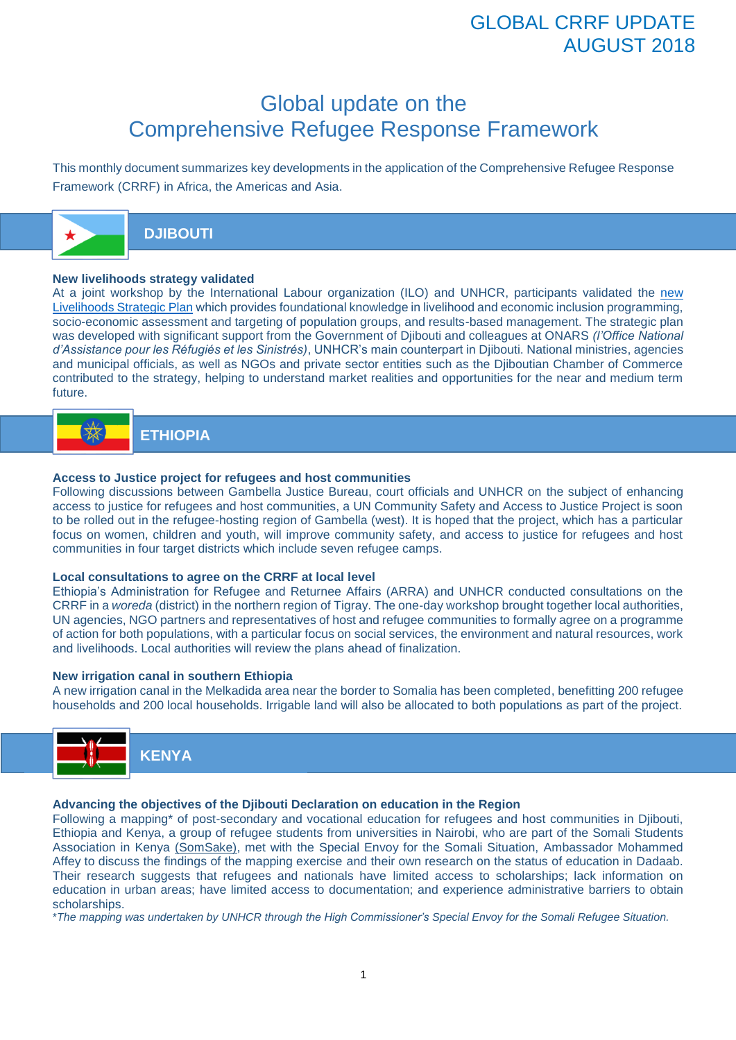GLOBAL CRRF UPDATE
AUGUST 2018

# Global update on the Comprehensive Refugee Response Framework

This monthly document summarizes key developments in the application of the Comprehensive Refugee Response Framework (CRRF) in Africa, the Americas and Asia.

## DJIBOUTI

**New livelihoods strategy validated**

At a joint workshop by the International Labour organization (ILO) and UNHCR, participants validated the new Livelihoods Strategic Plan which provides foundational knowledge in livelihood and economic inclusion programming, socio-economic assessment and targeting of population groups, and results-based management. The strategic plan was developed with significant support from the Government of Djibouti and colleagues at ONARS *(l'Office National d'Assistance pour les Réfugiés et les Sinistrés)*, UNHCR's main counterpart in Djibouti. National ministries, agencies and municipal officials, as well as NGOs and private sector entities such as the Djiboutian Chamber of Commerce contributed to the strategy, helping to understand market realities and opportunities for the near and medium term future.

## ETHIOPIA

**Access to Justice project for refugees and host communities**

Following discussions between Gambella Justice Bureau, court officials and UNHCR on the subject of enhancing access to justice for refugees and host communities, a UN Community Safety and Access to Justice Project is soon to be rolled out in the refugee-hosting region of Gambella (west). It is hoped that the project, which has a particular focus on women, children and youth, will improve community safety, and access to justice for refugees and host communities in four target districts which include seven refugee camps.

**Local consultations to agree on the CRRF at local level**

Ethiopia's Administration for Refugee and Returnee Affairs (ARRA) and UNHCR conducted consultations on the CRRF in a *woreda* (district) in the northern region of Tigray. The one-day workshop brought together local authorities, UN agencies, NGO partners and representatives of host and refugee communities to formally agree on a programme of action for both populations, with a particular focus on social services, the environment and natural resources, work and livelihoods. Local authorities will review the plans ahead of finalization.

**New irrigation canal in southern Ethiopia**

A new irrigation canal in the Melkadida area near the border to Somalia has been completed, benefitting 200 refugee households and 200 local households. Irrigable land will also be allocated to both populations as part of the project.

## KENYA

**Advancing the objectives of the Djibouti Declaration on education in the Region**

Following a mapping* of post-secondary and vocational education for refugees and host communities in Djibouti, Ethiopia and Kenya, a group of refugee students from universities in Nairobi, who are part of the Somali Students Association in Kenya (SomSake), met with the Special Envoy for the Somali Situation, Ambassador Mohammed Affey to discuss the findings of the mapping exercise and their own research on the status of education in Dadaab. Their research suggests that refugees and nationals have limited access to scholarships; lack information on education in urban areas; have limited access to documentation; and experience administrative barriers to obtain scholarships.

**The mapping was undertaken by UNHCR through the High Commissioner's Special Envoy for the Somali Refugee Situation.*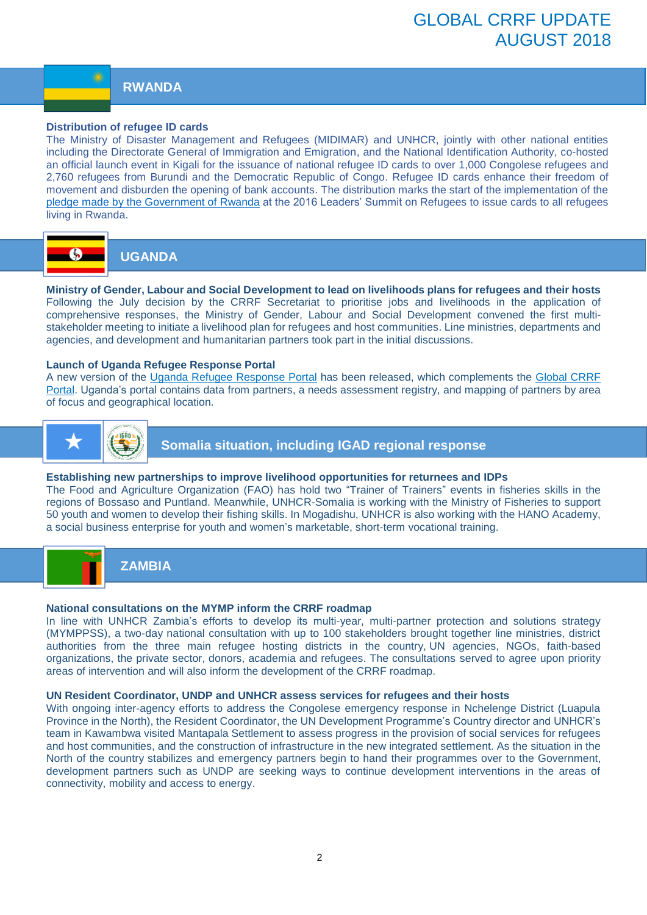## RWANDA

### Distribution of refugee ID cards

The Ministry of Disaster Management and Refugees (MIDIMAR) and UNHCR, jointly with other national entities including the Directorate General of Immigration and Emigration, and the National Identification Authority, co-hosted an official launch event in Kigali for the issuance of national refugee ID cards to over 1,000 Congolese refugees and 2,760 refugees from Burundi and the Democratic Republic of Congo. Refugee ID cards enhance their freedom of movement and disburden the opening of bank accounts. The distribution marks the start of the implementation of the pledge made by the Government of Rwanda at the 2016 Leaders' Summit on Refugees to issue cards to all refugees living in Rwanda.

## UGANDA

### Ministry of Gender, Labour and Social Development to lead on livelihoods plans for refugees and their hosts

Following the July decision by the CRRF Secretariat to prioritise jobs and livelihoods in the application of comprehensive responses, the Ministry of Gender, Labour and Social Development convened the first multi-stakeholder meeting to initiate a livelihood plan for refugees and host communities. Line ministries, departments and agencies, and development and humanitarian partners took part in the initial discussions.

### Launch of Uganda Refugee Response Portal

A new version of the Uganda Refugee Response Portal has been released, which complements the Global CRRF Portal. Uganda's portal contains data from partners, a needs assessment registry, and mapping of partners by area of focus and geographical location.

## Somalia situation, including IGAD regional response

### Establishing new partnerships to improve livelihood opportunities for returnees and IDPs

The Food and Agriculture Organization (FAO) has hold two "Trainer of Trainers" events in fisheries skills in the regions of Bossaso and Puntland. Meanwhile, UNHCR-Somalia is working with the Ministry of Fisheries to support 50 youth and women to develop their fishing skills. In Mogadishu, UNHCR is also working with the HANO Academy, a social business enterprise for youth and women's marketable, short-term vocational training.

## ZAMBIA

### National consultations on the MYMP inform the CRRF roadmap

In line with UNHCR Zambia's efforts to develop its multi-year, multi-partner protection and solutions strategy (MYMPPSS), a two-day national consultation with up to 100 stakeholders brought together line ministries, district authorities from the three main refugee hosting districts in the country, UN agencies, NGOs, faith-based organizations, the private sector, donors, academia and refugees. The consultations served to agree upon priority areas of intervention and will also inform the development of the CRRF roadmap.

### UN Resident Coordinator, UNDP and UNHCR assess services for refugees and their hosts

With ongoing inter-agency efforts to address the Congolese emergency response in Nchelenge District (Luapula Province in the North), the Resident Coordinator, the UN Development Programme's Country director and UNHCR's team in Kawambwa visited Mantapala Settlement to assess progress in the provision of social services for refugees and host communities, and the construction of infrastructure in the new integrated settlement. As the situation in the North of the country stabilizes and emergency partners begin to hand their programmes over to the Government, development partners such as UNDP are seeking ways to continue development interventions in the areas of connectivity, mobility and access to energy.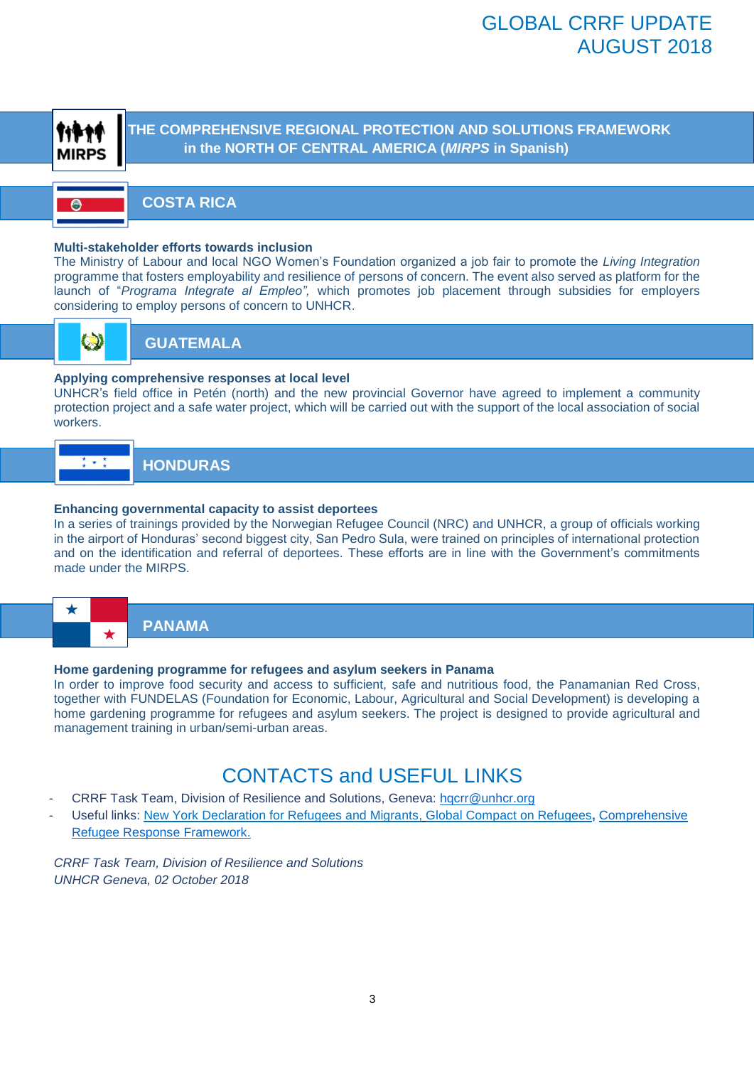## THE COMPREHENSIVE REGIONAL PROTECTION AND SOLUTIONS FRAMEWORK in the NORTH OF CENTRAL AMERICA (*MIRPS* in Spanish)

### COSTA RICA

**Multi-stakeholder efforts towards inclusion**

The Ministry of Labour and local NGO Women's Foundation organized a job fair to promote the *Living Integration* programme that fosters employability and resilience of persons of concern. The event also served as platform for the launch of "*Programa Integrate al Empleo",* which promotes job placement through subsidies for employers considering to employ persons of concern to UNHCR.

### GUATEMALA

**Applying comprehensive responses at local level**

UNHCR's field office in Petén (north) and the new provincial Governor have agreed to implement a community protection project and a safe water project, which will be carried out with the support of the local association of social workers.

### HONDURAS

**Enhancing governmental capacity to assist deportees**

In a series of trainings provided by the Norwegian Refugee Council (NRC) and UNHCR, a group of officials working in the airport of Honduras' second biggest city, San Pedro Sula, were trained on principles of international protection and on the identification and referral of deportees. These efforts are in line with the Government's commitments made under the MIRPS.

### PANAMA

**Home gardening programme for refugees and asylum seekers in Panama**

In order to improve food security and access to sufficient, safe and nutritious food, the Panamanian Red Cross, together with FUNDELAS (Foundation for Economic, Labour, Agricultural and Social Development) is developing a home gardening programme for refugees and asylum seekers. The project is designed to provide agricultural and management training in urban/semi-urban areas.

## CONTACTS and USEFUL LINKS

- CRRF Task Team, Division of Resilience and Solutions, Geneva: hqcrr@unhcr.org
- Useful links: New York Declaration for Refugees and Migrants, Global Compact on Refugees, Comprehensive Refugee Response Framework.

*CRRF Task Team, Division of Resilience and Solutions*
*UNHCR Geneva, 02 October 2018*